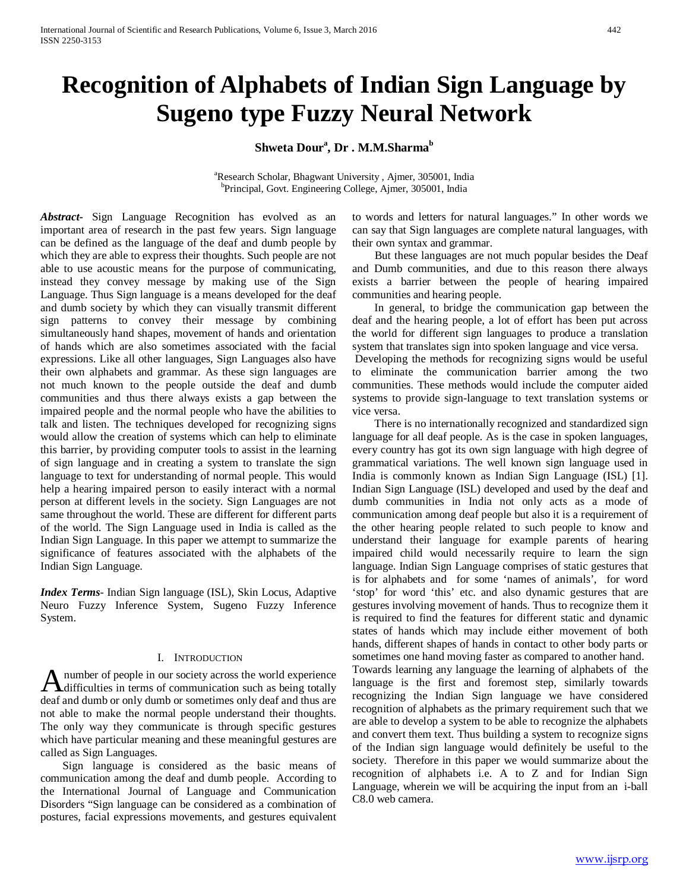# Recognition of Alphabets of Indian Sign Language by Sugeno type Fuzzy Neural Network

**Shweta Dour[a], Dr . M.M.Sharma[b]**

[a]Research Scholar, Bhagwant University , Ajmer, 305001, India
[b]Principal, Govt. Engineering College, Ajmer, 305001, India

***Abstract-*** Sign Language Recognition has evolved as an important area of research in the past few years. Sign language can be defined as the language of the deaf and dumb people by which they are able to express their thoughts. Such people are not able to use acoustic means for the purpose of communicating, instead they convey message by making use of the Sign Language. Thus Sign language is a means developed for the deaf and dumb society by which they can visually transmit different sign patterns to convey their message by combining simultaneously hand shapes, movement of hands and orientation of hands which are also sometimes associated with the facial expressions. Like all other languages, Sign Languages also have their own alphabets and grammar. As these sign languages are not much known to the people outside the deaf and dumb communities and thus there always exists a gap between the impaired people and the normal people who have the abilities to talk and listen. The techniques developed for recognizing signs would allow the creation of systems which can help to eliminate this barrier, by providing computer tools to assist in the learning of sign language and in creating a system to translate the sign language to text for understanding of normal people. This would help a hearing impaired person to easily interact with a normal person at different levels in the society. Sign Languages are not same throughout the world. These are different for different parts of the world. The Sign Language used in India is called as the Indian Sign Language. In this paper we attempt to summarize the significance of features associated with the alphabets of the Indian Sign Language.

***Index Terms-*** Indian Sign language (ISL), Skin Locus, Adaptive Neuro Fuzzy Inference System, Sugeno Fuzzy Inference System.

## I. Introduction

A number of people in our society across the world experience difficulties in terms of communication such as being totally deaf and dumb or only dumb or sometimes only deaf and thus are not able to make the normal people understand their thoughts. The only way they communicate is through specific gestures which have particular meaning and these meaningful gestures are called as Sign Languages.

Sign language is considered as the basic means of communication among the deaf and dumb people. According to the International Journal of Language and Communication Disorders "Sign language can be considered as a combination of postures, facial expressions movements, and gestures equivalent to words and letters for natural languages." In other words we can say that Sign languages are complete natural languages, with their own syntax and grammar.

But these languages are not much popular besides the Deaf and Dumb communities, and due to this reason there always exists a barrier between the people of hearing impaired communities and hearing people.

In general, to bridge the communication gap between the deaf and the hearing people, a lot of effort has been put across the world for different sign languages to produce a translation system that translates sign into spoken language and vice versa.

Developing the methods for recognizing signs would be useful to eliminate the communication barrier among the two communities. These methods would include the computer aided systems to provide sign-language to text translation systems or vice versa.

There is no internationally recognized and standardized sign language for all deaf people. As is the case in spoken languages, every country has got its own sign language with high degree of grammatical variations. The well known sign language used in India is commonly known as Indian Sign Language (ISL) [1]. Indian Sign Language (ISL) developed and used by the deaf and dumb communities in India not only acts as a mode of communication among deaf people but also it is a requirement of the other hearing people related to such people to know and understand their language for example parents of hearing impaired child would necessarily require to learn the sign language. Indian Sign Language comprises of static gestures that is for alphabets and for some 'names of animals', for word 'stop' for word 'this' etc. and also dynamic gestures that are gestures involving movement of hands. Thus to recognize them it is required to find the features for different static and dynamic states of hands which may include either movement of both hands, different shapes of hands in contact to other body parts or sometimes one hand moving faster as compared to another hand.

Towards learning any language the learning of alphabets of the language is the first and foremost step, similarly towards recognizing the Indian Sign language we have considered recognition of alphabets as the primary requirement such that we are able to develop a system to be able to recognize the alphabets and convert them text. Thus building a system to recognize signs of the Indian sign language would definitely be useful to the society. Therefore in this paper we would summarize about the recognition of alphabets i.e. A to Z and for Indian Sign Language, wherein we will be acquiring the input from an i-ball C8.0 web camera.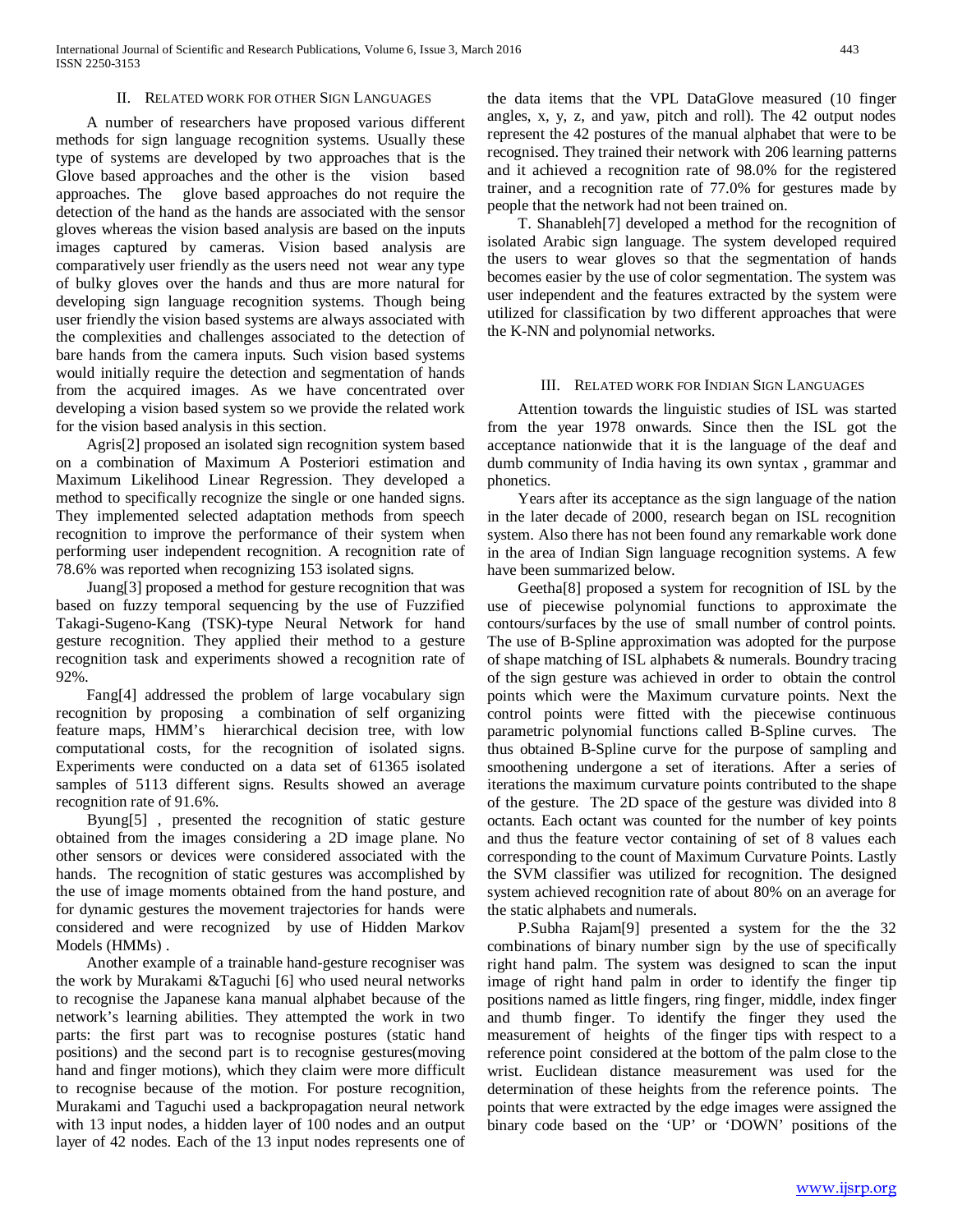## II. Related work for other Sign Languages

A number of researchers have proposed various different methods for sign language recognition systems. Usually these type of systems are developed by two approaches that is the Glove based approaches and the other is the vision based approaches. The glove based approaches do not require the detection of the hand as the hands are associated with the sensor gloves whereas the vision based analysis are based on the inputs images captured by cameras. Vision based analysis are comparatively user friendly as the users need not wear any type of bulky gloves over the hands and thus are more natural for developing sign language recognition systems. Though being user friendly the vision based systems are always associated with the complexities and challenges associated to the detection of bare hands from the camera inputs. Such vision based systems would initially require the detection and segmentation of hands from the acquired images. As we have concentrated over developing a vision based system so we provide the related work for the vision based analysis in this section.

Agris[2] proposed an isolated sign recognition system based on a combination of Maximum A Posteriori estimation and Maximum Likelihood Linear Regression. They developed a method to specifically recognize the single or one handed signs. They implemented selected adaptation methods from speech recognition to improve the performance of their system when performing user independent recognition. A recognition rate of 78.6% was reported when recognizing 153 isolated signs.

Juang[3] proposed a method for gesture recognition that was based on fuzzy temporal sequencing by the use of Fuzzified Takagi-Sugeno-Kang (TSK)-type Neural Network for hand gesture recognition. They applied their method to a gesture recognition task and experiments showed a recognition rate of 92%.

Fang[4] addressed the problem of large vocabulary sign recognition by proposing a combination of self organizing feature maps, HMM's hierarchical decision tree, with low computational costs, for the recognition of isolated signs. Experiments were conducted on a data set of 61365 isolated samples of 5113 different signs. Results showed an average recognition rate of 91.6%.

Byung[5] , presented the recognition of static gesture obtained from the images considering a 2D image plane. No other sensors or devices were considered associated with the hands. The recognition of static gestures was accomplished by the use of image moments obtained from the hand posture, and for dynamic gestures the movement trajectories for hands were considered and were recognized by use of Hidden Markov Models (HMMs) .

Another example of a trainable hand-gesture recogniser was the work by Murakami &Taguchi [6] who used neural networks to recognise the Japanese kana manual alphabet because of the network's learning abilities. They attempted the work in two parts: the first part was to recognise postures (static hand positions) and the second part is to recognise gestures(moving hand and finger motions), which they claim were more difficult to recognise because of the motion. For posture recognition, Murakami and Taguchi used a backpropagation neural network with 13 input nodes, a hidden layer of 100 nodes and an output layer of 42 nodes. Each of the 13 input nodes represents one of the data items that the VPL DataGlove measured (10 finger angles, x, y, z, and yaw, pitch and roll). The 42 output nodes represent the 42 postures of the manual alphabet that were to be recognised. They trained their network with 206 learning patterns and it achieved a recognition rate of 98.0% for the registered trainer, and a recognition rate of 77.0% for gestures made by people that the network had not been trained on.

T. Shanableh[7] developed a method for the recognition of isolated Arabic sign language. The system developed required the users to wear gloves so that the segmentation of hands becomes easier by the use of color segmentation. The system was user independent and the features extracted by the system were utilized for classification by two different approaches that were the K-NN and polynomial networks.

## III. Related work for Indian Sign Languages

Attention towards the linguistic studies of ISL was started from the year 1978 onwards. Since then the ISL got the acceptance nationwide that it is the language of the deaf and dumb community of India having its own syntax , grammar and phonetics.

Years after its acceptance as the sign language of the nation in the later decade of 2000, research began on ISL recognition system. Also there has not been found any remarkable work done in the area of Indian Sign language recognition systems. A few have been summarized below.

Geetha[8] proposed a system for recognition of ISL by the use of piecewise polynomial functions to approximate the contours/surfaces by the use of small number of control points. The use of B-Spline approximation was adopted for the purpose of shape matching of ISL alphabets & numerals. Boundry tracing of the sign gesture was achieved in order to obtain the control points which were the Maximum curvature points. Next the control points were fitted with the piecewise continuous parametric polynomial functions called B-Spline curves. The thus obtained B-Spline curve for the purpose of sampling and smoothening undergone a set of iterations. After a series of iterations the maximum curvature points contributed to the shape of the gesture. The 2D space of the gesture was divided into 8 octants. Each octant was counted for the number of key points and thus the feature vector containing of set of 8 values each corresponding to the count of Maximum Curvature Points. Lastly the SVM classifier was utilized for recognition. The designed system achieved recognition rate of about 80% on an average for the static alphabets and numerals.

P.Subha Rajam[9] presented a system for the the 32 combinations of binary number sign by the use of specifically right hand palm. The system was designed to scan the input image of right hand palm in order to identify the finger tip positions named as little fingers, ring finger, middle, index finger and thumb finger. To identify the finger they used the measurement of heights of the finger tips with respect to a reference point considered at the bottom of the palm close to the wrist. Euclidean distance measurement was used for the determination of these heights from the reference points. The points that were extracted by the edge images were assigned the binary code based on the 'UP' or 'DOWN' positions of the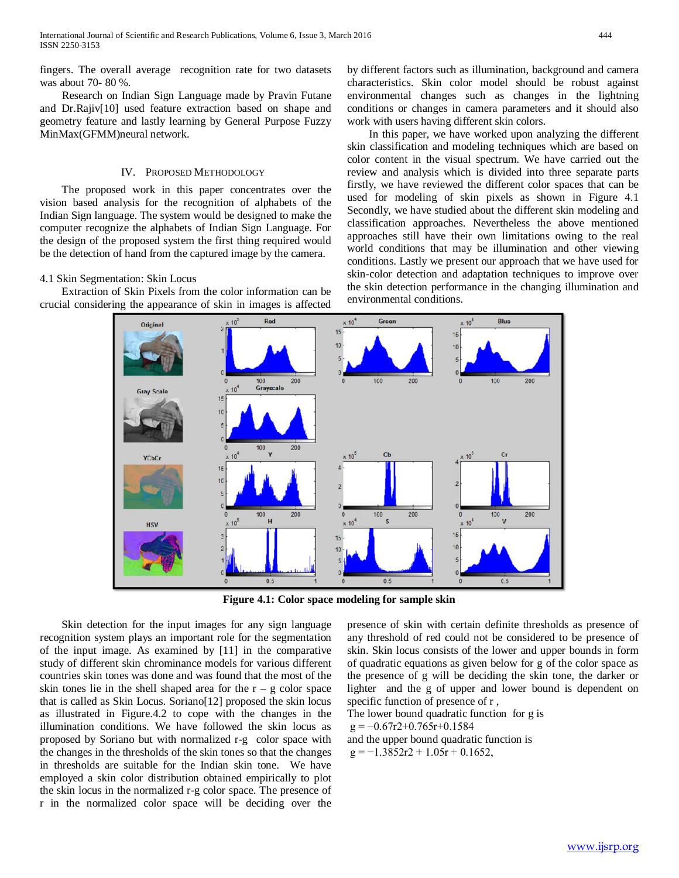fingers. The overall average recognition rate for two datasets was about 70- 80 %.

Research on Indian Sign Language made by Pravin Futane and Dr.Rajiv[10] used feature extraction based on shape and geometry feature and lastly learning by General Purpose Fuzzy MinMax(GFMM)neural network.

## IV. Proposed Methodology

The proposed work in this paper concentrates over the vision based analysis for the recognition of alphabets of the Indian Sign language. The system would be designed to make the computer recognize the alphabets of Indian Sign Language. For the design of the proposed system the first thing required would be the detection of hand from the captured image by the camera.

### 4.1 Skin Segmentation: Skin Locus

Extraction of Skin Pixels from the color information can be crucial considering the appearance of skin in images is affected by different factors such as illumination, background and camera characteristics. Skin color model should be robust against environmental changes such as changes in the lightning conditions or changes in camera parameters and it should also work with users having different skin colors.

In this paper, we have worked upon analyzing the different skin classification and modeling techniques which are based on color content in the visual spectrum. We have carried out the review and analysis which is divided into three separate parts firstly, we have reviewed the different color spaces that can be used for modeling of skin pixels as shown in Figure 4.1 Secondly, we have studied about the different skin modeling and classification approaches. Nevertheless the above mentioned approaches still have their own limitations owing to the real world conditions that may be illumination and other viewing conditions. Lastly we present our approach that we have used for skin-color detection and adaptation techniques to improve over the skin detection performance in the changing illumination and environmental conditions.

**Figure 4.1: Color space modeling for sample skin**

Skin detection for the input images for any sign language recognition system plays an important role for the segmentation of the input image. As examined by [11] in the comparative study of different skin chrominance models for various different countries skin tones was done and was found that the most of the skin tones lie in the shell shaped area for the r – g color space that is called as Skin Locus. Soriano[12] proposed the skin locus as illustrated in Figure.4.2 to cope with the changes in the illumination conditions. We have followed the skin locus as proposed by Soriano but with normalized r-g color space with the changes in the thresholds of the skin tones so that the changes in thresholds are suitable for the Indian skin tone. We have employed a skin color distribution obtained empirically to plot the skin locus in the normalized r-g color space. The presence of r in the normalized color space will be deciding over the presence of skin with certain definite thresholds as presence of any threshold of red could not be considered to be presence of skin. Skin locus consists of the lower and upper bounds in form of quadratic equations as given below for g of the color space as the presence of g will be deciding the skin tone, the darker or lighter and the g of upper and lower bound is dependent on specific function of presence of r ,

The lower bound quadratic function for g is

$g = -0.67r^2+0.765r+0.1584$

and the upper bound quadratic function is

$g = -1.3852r^2 + 1.05r + 0.1652,$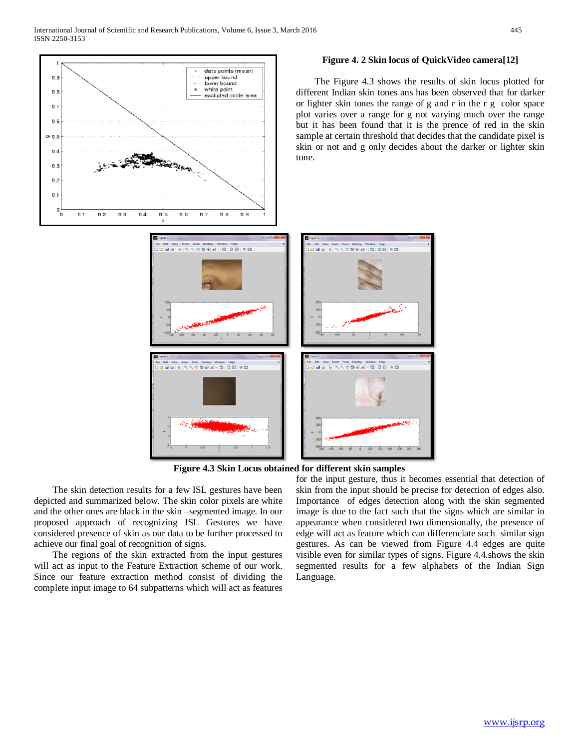**Figure 4. 2 Skin locus of QuickVideo camera[12]**

The Figure 4.3 shows the results of skin locus plotted for different Indian skin tones ans has been observed that for darker or lighter skin tones the range of g and r in the r g color space plot varies over a range for g not varying much over the range but it has been found that it is the prence of red in the skin sample at certain threshold that decides that the candidate pixel is skin or not and g only decides about the darker or lighter skin tone.

**Figure 4.3 Skin Locus obtained for different skin samples**

The skin detection results for a few ISL gestures have been depicted and summarized below. The skin color pixels are white and the other ones are black in the skin –segmented image. In our proposed approach of recognizing ISL Gestures we have considered presence of skin as our data to be further processed to achieve our final goal of recognition of signs.

The regions of the skin extracted from the input gestures will act as input to the Feature Extraction scheme of our work. Since our feature extraction method consist of dividing the complete input image to 64 subpatterns which will act as features for the input gesture, thus it becomes essential that detection of skin from the input should be precise for detection of edges also. Importance of edges detection along with the skin segmented image is due to the fact such that the signs which are similar in appearance when considered two dimensionally, the presence of edge will act as feature which can differenciate such similar sign gestures. As can be viewed from Figure 4.4 edges are quite visible even for similar types of signs. Figure 4.4.shows the skin segmented results for a few alphabets of the Indian Sign Language.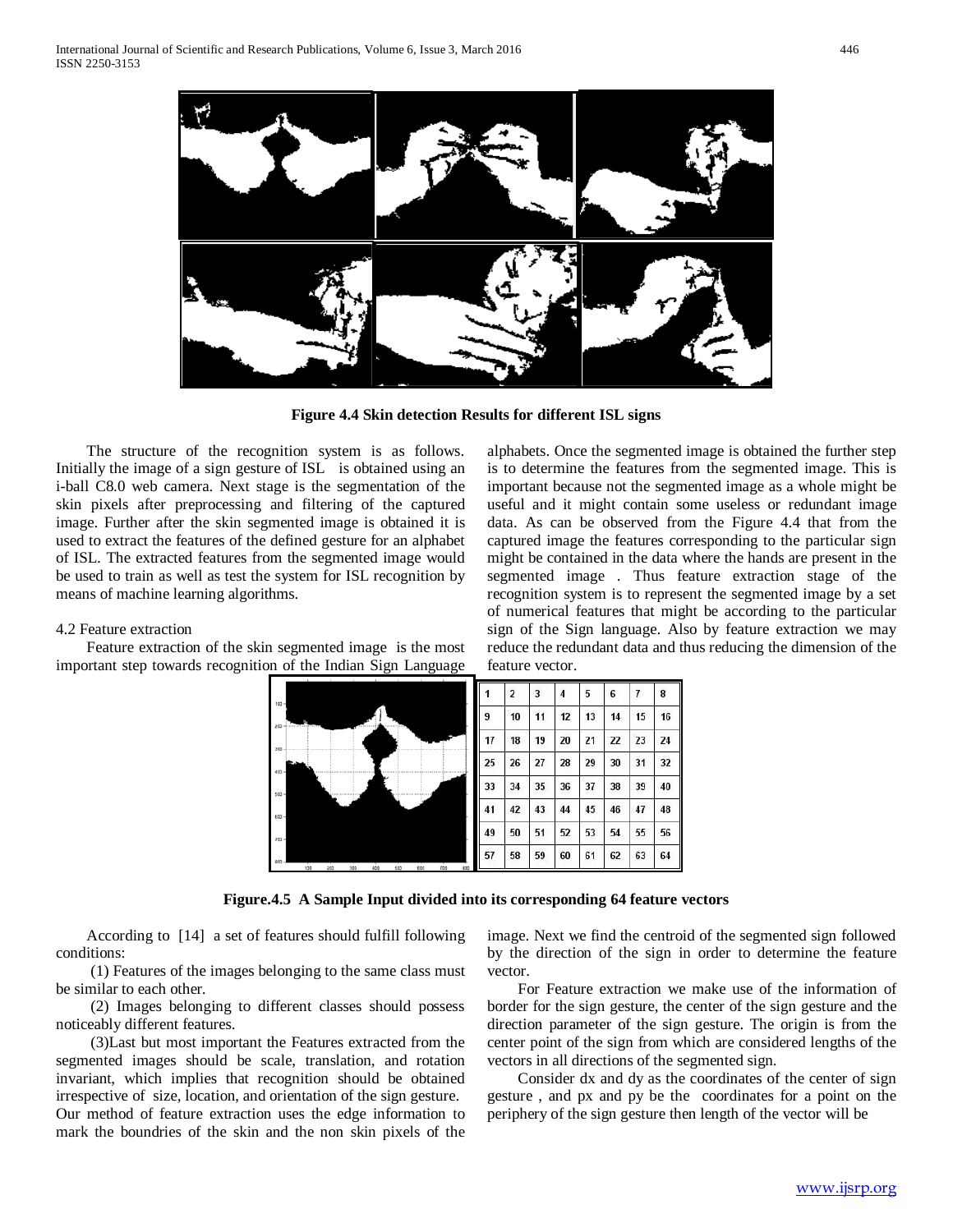**Figure 4.4 Skin detection Results for different ISL signs**

The structure of the recognition system is as follows. Initially the image of a sign gesture of ISL is obtained using an i-ball C8.0 web camera. Next stage is the segmentation of the skin pixels after preprocessing and filtering of the captured image. Further after the skin segmented image is obtained it is used to extract the features of the defined gesture for an alphabet of ISL. The extracted features from the segmented image would be used to train as well as test the system for ISL recognition by means of machine learning algorithms.

### 4.2 Feature extraction

Feature extraction of the skin segmented image is the most important step towards recognition of the Indian Sign Language alphabets. Once the segmented image is obtained the further step is to determine the features from the segmented image. This is important because not the segmented image as a whole might be useful and it might contain some useless or redundant image data. As can be observed from the Figure 4.4 that from the captured image the features corresponding to the particular sign might be contained in the data where the hands are present in the segmented image . Thus feature extraction stage of the recognition system is to represent the segmented image by a set of numerical features that might be according to the particular sign of the Sign language. Also by feature extraction we may reduce the redundant data and thus reducing the dimension of the feature vector.

| 1 | 2 | 3 | 4 | 5 | 6 | 7 | 8 |
|---|---|---|---|---|---|---|---|
| 9 | 10 | 11 | 12 | 13 | 14 | 15 | 16 |
| 17 | 18 | 19 | 20 | 21 | 22 | 23 | 24 |
| 25 | 26 | 27 | 28 | 29 | 30 | 31 | 32 |
| 33 | 34 | 35 | 36 | 37 | 38 | 39 | 40 |
| 41 | 42 | 43 | 44 | 45 | 46 | 47 | 48 |
| 49 | 50 | 51 | 52 | 53 | 54 | 55 | 56 |
| 57 | 58 | 59 | 60 | 61 | 62 | 63 | 64 |

**Figure.4.5 A Sample Input divided into its corresponding 64 feature vectors**

According to [14] a set of features should fulfill following conditions:

(1) Features of the images belonging to the same class must be similar to each other.

(2) Images belonging to different classes should possess noticeably different features.

(3)Last but most important the Features extracted from the segmented images should be scale, translation, and rotation invariant, which implies that recognition should be obtained irrespective of size, location, and orientation of the sign gesture.

Our method of feature extraction uses the edge information to mark the boundries of the skin and the non skin pixels of the image. Next we find the centroid of the segmented sign followed by the direction of the sign in order to determine the feature vector.

For Feature extraction we make use of the information of border for the sign gesture, the center of the sign gesture and the direction parameter of the sign gesture. The origin is from the center point of the sign from which are considered lengths of the vectors in all directions of the segmented sign.

Consider dx and dy as the coordinates of the center of sign gesture , and px and py be the coordinates for a point on the periphery of the sign gesture then length of the vector will be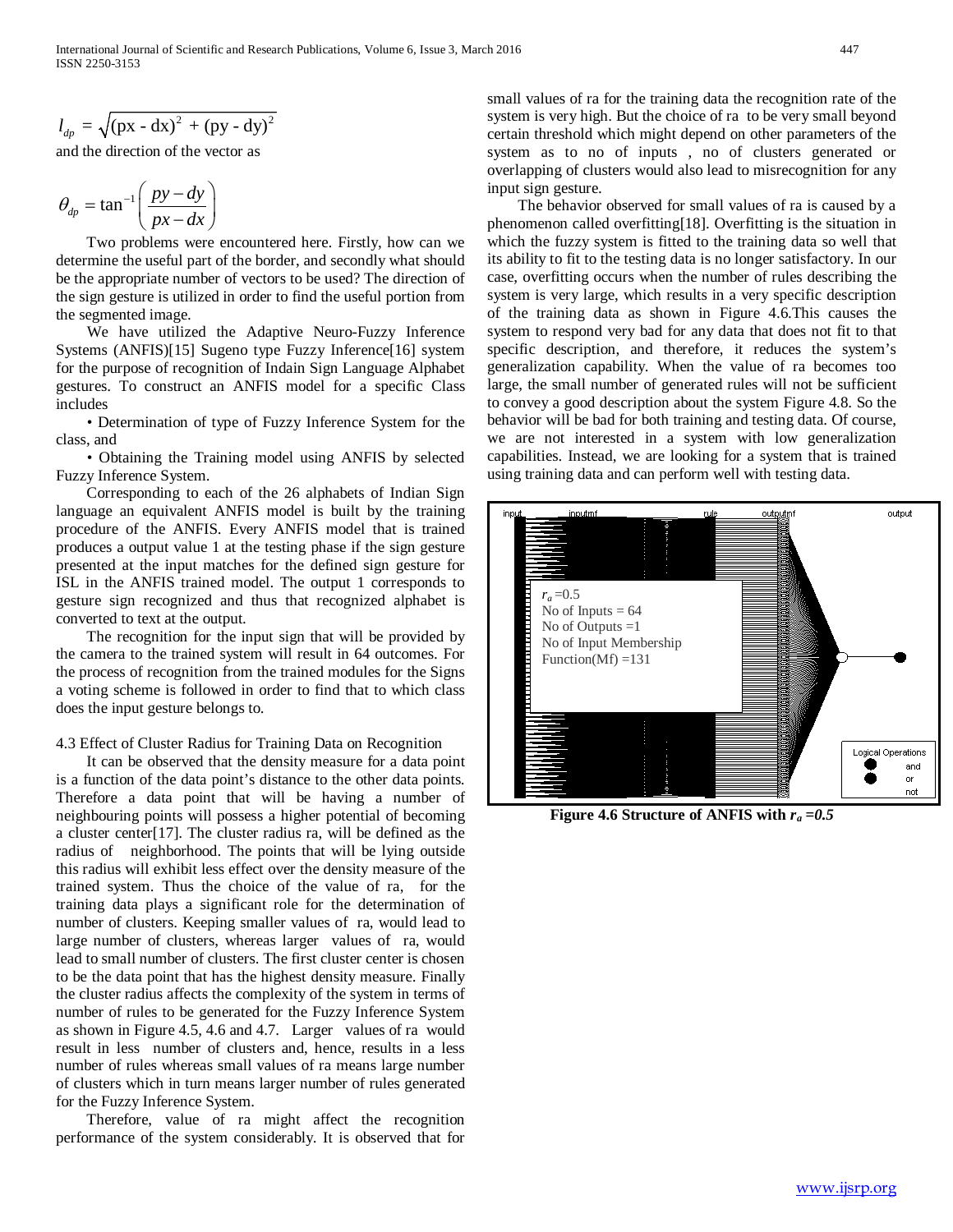$$l_{dp} = \sqrt{(\text{px - dx})^2 + (\text{py - dy})^2}$$

and the direction of the vector as

$$\theta_{dp} = \tan^{-1}\left(\frac{py - dy}{px - dx}\right)$$

Two problems were encountered here. Firstly, how can we determine the useful part of the border, and secondly what should be the appropriate number of vectors to be used? The direction of the sign gesture is utilized in order to find the useful portion from the segmented image.

We have utilized the Adaptive Neuro-Fuzzy Inference Systems (ANFIS)[15] Sugeno type Fuzzy Inference[16] system for the purpose of recognition of Indain Sign Language Alphabet gestures. To construct an ANFIS model for a specific Class includes

• Determination of type of Fuzzy Inference System for the class, and

• Obtaining the Training model using ANFIS by selected Fuzzy Inference System.

Corresponding to each of the 26 alphabets of Indian Sign language an equivalent ANFIS model is built by the training procedure of the ANFIS. Every ANFIS model that is trained produces a output value 1 at the testing phase if the sign gesture presented at the input matches for the defined sign gesture for ISL in the ANFIS trained model. The output 1 corresponds to gesture sign recognized and thus that recognized alphabet is converted to text at the output.

The recognition for the input sign that will be provided by the camera to the trained system will result in 64 outcomes. For the process of recognition from the trained modules for the Signs a voting scheme is followed in order to find that to which class does the input gesture belongs to.

4.3 Effect of Cluster Radius for Training Data on Recognition

It can be observed that the density measure for a data point is a function of the data point's distance to the other data points. Therefore a data point that will be having a number of neighbouring points will possess a higher potential of becoming a cluster center[17]. The cluster radius ra, will be defined as the radius of neighborhood. The points that will be lying outside this radius will exhibit less effect over the density measure of the trained system. Thus the choice of the value of ra, for the training data plays a significant role for the determination of number of clusters. Keeping smaller values of ra, would lead to large number of clusters, whereas larger values of ra, would lead to small number of clusters. The first cluster center is chosen to be the data point that has the highest density measure. Finally the cluster radius affects the complexity of the system in terms of number of rules to be generated for the Fuzzy Inference System as shown in Figure 4.5, 4.6 and 4.7. Larger values of ra would result in less number of clusters and, hence, results in a less number of rules whereas small values of ra means large number of clusters which in turn means larger number of rules generated for the Fuzzy Inference System.

Therefore, value of ra might affect the recognition performance of the system considerably. It is observed that for small values of ra for the training data the recognition rate of the system is very high. But the choice of ra to be very small beyond certain threshold which might depend on other parameters of the system as to no of inputs , no of clusters generated or overlapping of clusters would also lead to misrecognition for any input sign gesture.

The behavior observed for small values of ra is caused by a phenomenon called overfitting[18]. Overfitting is the situation in which the fuzzy system is fitted to the training data so well that its ability to fit to the testing data is no longer satisfactory. In our case, overfitting occurs when the number of rules describing the system is very large, which results in a very specific description of the training data as shown in Figure 4.6.This causes the system to respond very bad for any data that does not fit to that specific description, and therefore, it reduces the system's generalization capability. When the value of ra becomes too large, the small number of generated rules will not be sufficient to convey a good description about the system Figure 4.8. So the behavior will be bad for both training and testing data. Of course, we are not interested in a system with low generalization capabilities. Instead, we are looking for a system that is trained using training data and can perform well with testing data.

input inputmf rule outputmf output

$r_a$ =0.5
No of Inputs = 64
No of Outputs =1
No of Input Membership Function(Mf) =131

Logical Operations: and, or, not

**Figure 4.6 Structure of ANFIS with $r_a$ =0.5**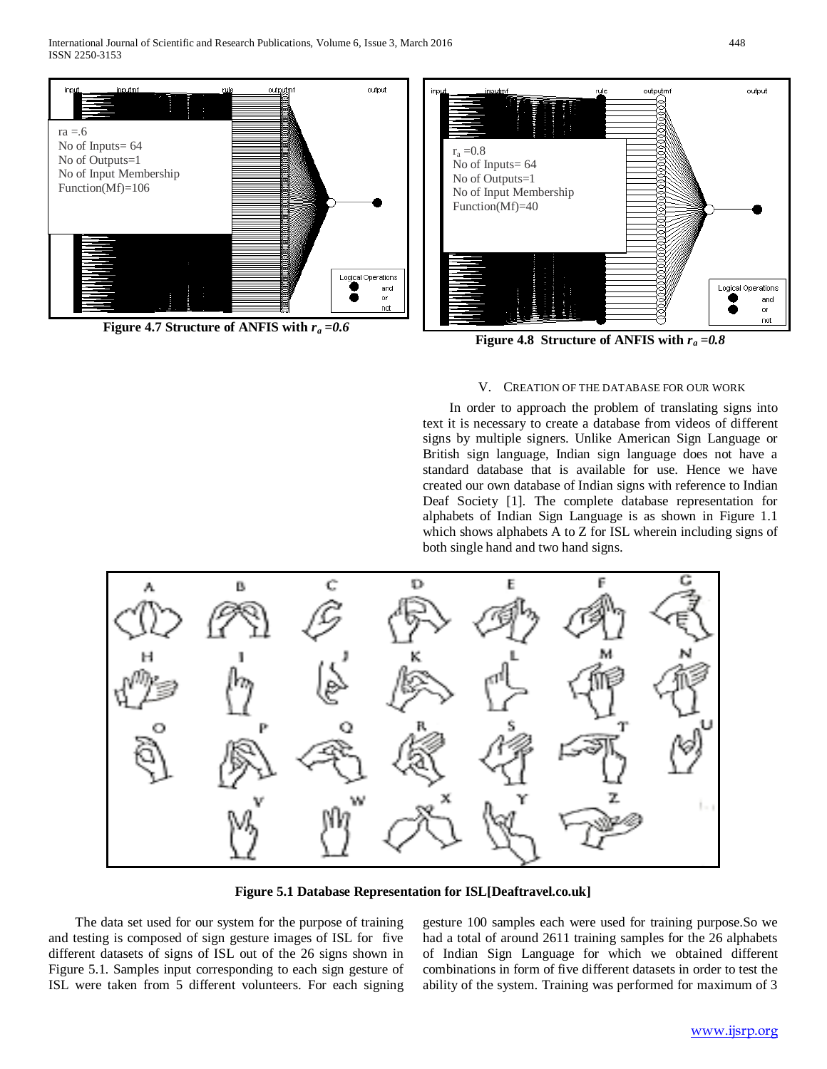ra =.6
No of Inputs= 64
No of Outputs=1
No of Input Membership Function(Mf)=106

**Figure 4.7 Structure of ANFIS with $r_a$ =0.6**

$r_a$ =0.8
No of Inputs= 64
No of Outputs=1
No of Input Membership Function(Mf)=40

**Figure 4.8 Structure of ANFIS with $r_a$ =0.8**

## V. Creation of the Database for Our Work

In order to approach the problem of translating signs into text it is necessary to create a database from videos of different signs by multiple signers. Unlike American Sign Language or British sign language, Indian sign language does not have a standard database that is available for use. Hence we have created our own database of Indian signs with reference to Indian Deaf Society [1]. The complete database representation for alphabets of Indian Sign Language is as shown in Figure 1.1 which shows alphabets A to Z for ISL wherein including signs of both single hand and two hand signs.

**Figure 5.1 Database Representation for ISL[Deaftravel.co.uk]**

The data set used for our system for the purpose of training and testing is composed of sign gesture images of ISL for five different datasets of signs of ISL out of the 26 signs shown in Figure 5.1. Samples input corresponding to each sign gesture of ISL were taken from 5 different volunteers. For each signing gesture 100 samples each were used for training purpose.So we had a total of around 2611 training samples for the 26 alphabets of Indian Sign Language for which we obtained different combinations in form of five different datasets in order to test the ability of the system. Training was performed for maximum of 3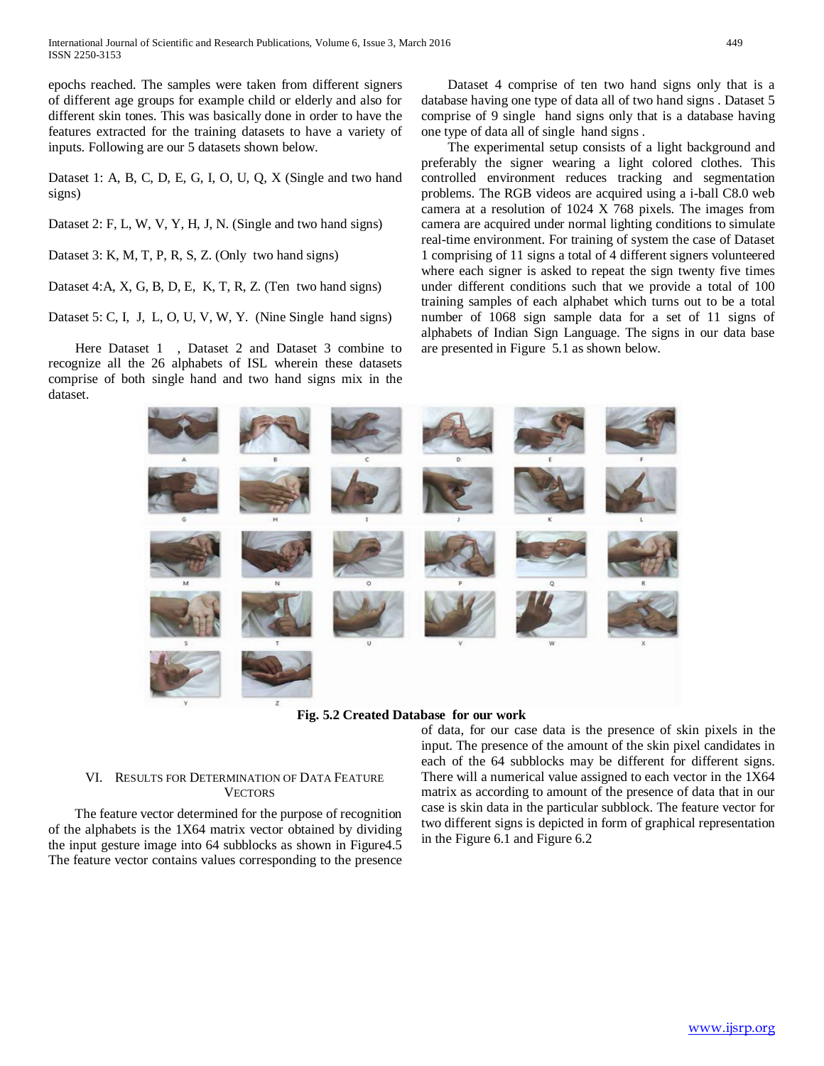epochs reached. The samples were taken from different signers of different age groups for example child or elderly and also for different skin tones. This was basically done in order to have the features extracted for the training datasets to have a variety of inputs. Following are our 5 datasets shown below.

Dataset 1: A, B, C, D, E, G, I, O, U, Q, X (Single and two hand signs)

Dataset 2: F, L, W, V, Y, H, J, N. (Single and two hand signs)

Dataset 3: K, M, T, P, R, S, Z. (Only two hand signs)

Dataset 4:A, X, G, B, D, E, K, T, R, Z. (Ten two hand signs)

Dataset 5: C, I, J, L, O, U, V, W, Y. (Nine Single hand signs)

Here Dataset 1 , Dataset 2 and Dataset 3 combine to recognize all the 26 alphabets of ISL wherein these datasets comprise of both single hand and two hand signs mix in the dataset.

Dataset 4 comprise of ten two hand signs only that is a database having one type of data all of two hand signs . Dataset 5 comprise of 9 single hand signs only that is a database having one type of data all of single hand signs .

The experimental setup consists of a light background and preferably the signer wearing a light colored clothes. This controlled environment reduces tracking and segmentation problems. The RGB videos are acquired using a i-ball C8.0 web camera at a resolution of 1024 X 768 pixels. The images from camera are acquired under normal lighting conditions to simulate real-time environment. For training of system the case of Dataset 1 comprising of 11 signs a total of 4 different signers volunteered where each signer is asked to repeat the sign twenty five times under different conditions such that we provide a total of 100 training samples of each alphabet which turns out to be a total number of 1068 sign sample data for a set of 11 signs of alphabets of Indian Sign Language. The signs in our data base are presented in Figure 5.1 as shown below.

**Fig. 5.2 Created Database for our work**

## VI. Results for Determination of Data Feature Vectors

The feature vector determined for the purpose of recognition of the alphabets is the 1X64 matrix vector obtained by dividing the input gesture image into 64 subblocks as shown in Figure4.5 The feature vector contains values corresponding to the presence of data, for our case data is the presence of skin pixels in the input. The presence of the amount of the skin pixel candidates in each of the 64 subblocks may be different for different signs. There will a numerical value assigned to each vector in the 1X64 matrix as according to amount of the presence of data that in our case is skin data in the particular subblock. The feature vector for two different signs is depicted in form of graphical representation in the Figure 6.1 and Figure 6.2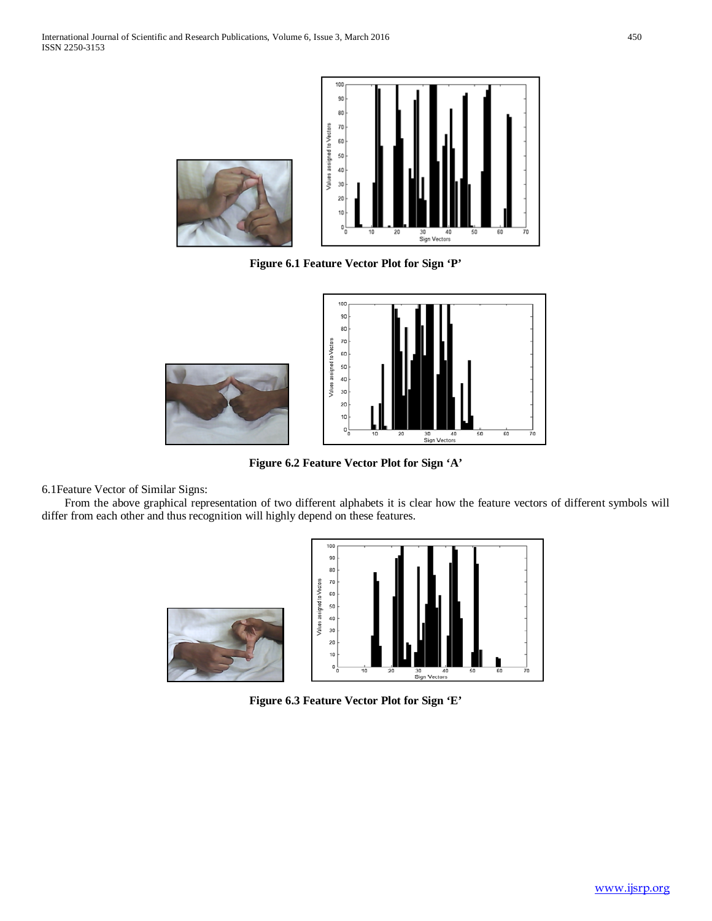Figure 6.1 Feature Vector Plot for Sign ‘P’

Figure 6.2 Feature Vector Plot for Sign ‘A’

6.1Feature Vector of Similar Signs:

From the above graphical representation of two different alphabets it is clear how the feature vectors of different symbols will differ from each other and thus recognition will highly depend on these features.

Figure 6.3 Feature Vector Plot for Sign ‘E’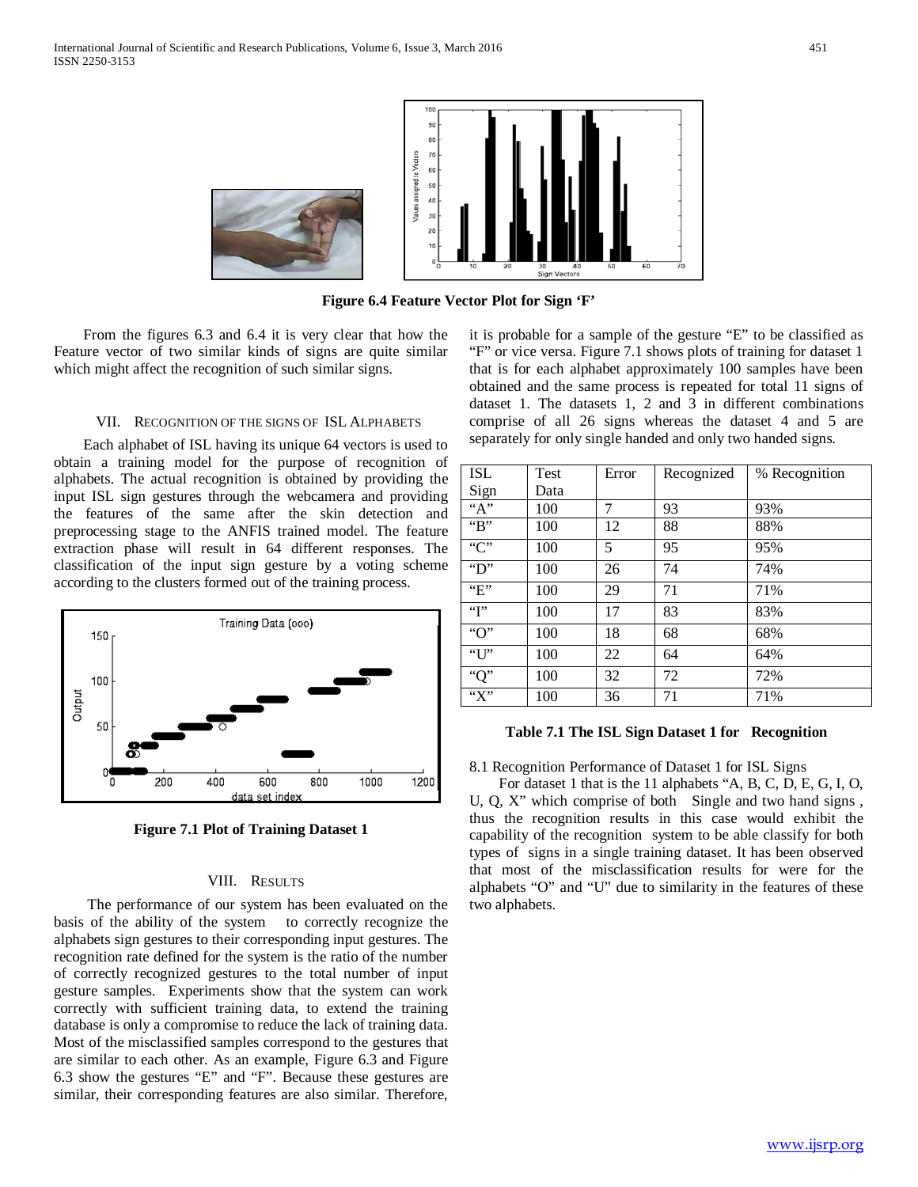Figure 6.4 Feature Vector Plot for Sign 'F'

From the figures 6.3 and 6.4 it is very clear that how the Feature vector of two similar kinds of signs are quite similar which might affect the recognition of such similar signs.

## VII. Recognition of the Signs of ISL Alphabets

Each alphabet of ISL having its unique 64 vectors is used to obtain a training model for the purpose of recognition of alphabets. The actual recognition is obtained by providing the input ISL sign gestures through the webcamera and providing the features of the same after the skin detection and preprocessing stage to the ANFIS trained model. The feature extraction phase will result in 64 different responses. The classification of the input sign gesture by a voting scheme according to the clusters formed out of the training process.

Figure 7.1 Plot of Training Dataset 1

## VIII. Results

The performance of our system has been evaluated on the basis of the ability of the system to correctly recognize the alphabets sign gestures to their corresponding input gestures. The recognition rate defined for the system is the ratio of the number of correctly recognized gestures to the total number of input gesture samples. Experiments show that the system can work correctly with sufficient training data, to extend the training database is only a compromise to reduce the lack of training data. Most of the misclassified samples correspond to the gestures that are similar to each other. As an example, Figure 6.3 and Figure 6.3 show the gestures "E" and "F". Because these gestures are similar, their corresponding features are also similar. Therefore, it is probable for a sample of the gesture "E" to be classified as "F" or vice versa. Figure 7.1 shows plots of training for dataset 1 that is for each alphabet approximately 100 samples have been obtained and the same process is repeated for total 11 signs of dataset 1. The datasets 1, 2 and 3 in different combinations comprise of all 26 signs whereas the dataset 4 and 5 are separately for only single handed and only two handed signs.

| ISL Sign | Test Data | Error | Recognized | % Recognition |
|---|---|---|---|---|
| "A" | 100 | 7 | 93 | 93% |
| "B" | 100 | 12 | 88 | 88% |
| "C" | 100 | 5 | 95 | 95% |
| "D" | 100 | 26 | 74 | 74% |
| "E" | 100 | 29 | 71 | 71% |
| "I" | 100 | 17 | 83 | 83% |
| "O" | 100 | 18 | 68 | 68% |
| "U" | 100 | 22 | 64 | 64% |
| "Q" | 100 | 32 | 72 | 72% |
| "X" | 100 | 36 | 71 | 71% |

**Table 7.1 The ISL Sign Dataset 1 for Recognition**

8.1 Recognition Performance of Dataset 1 for ISL Signs

For dataset 1 that is the 11 alphabets "A, B, C, D, E, G, I, O, U, Q, X" which comprise of both Single and two hand signs , thus the recognition results in this case would exhibit the capability of the recognition system to be able classify for both types of signs in a single training dataset. It has been observed that most of the misclassification results for were for the alphabets "O" and "U" due to similarity in the features of these two alphabets.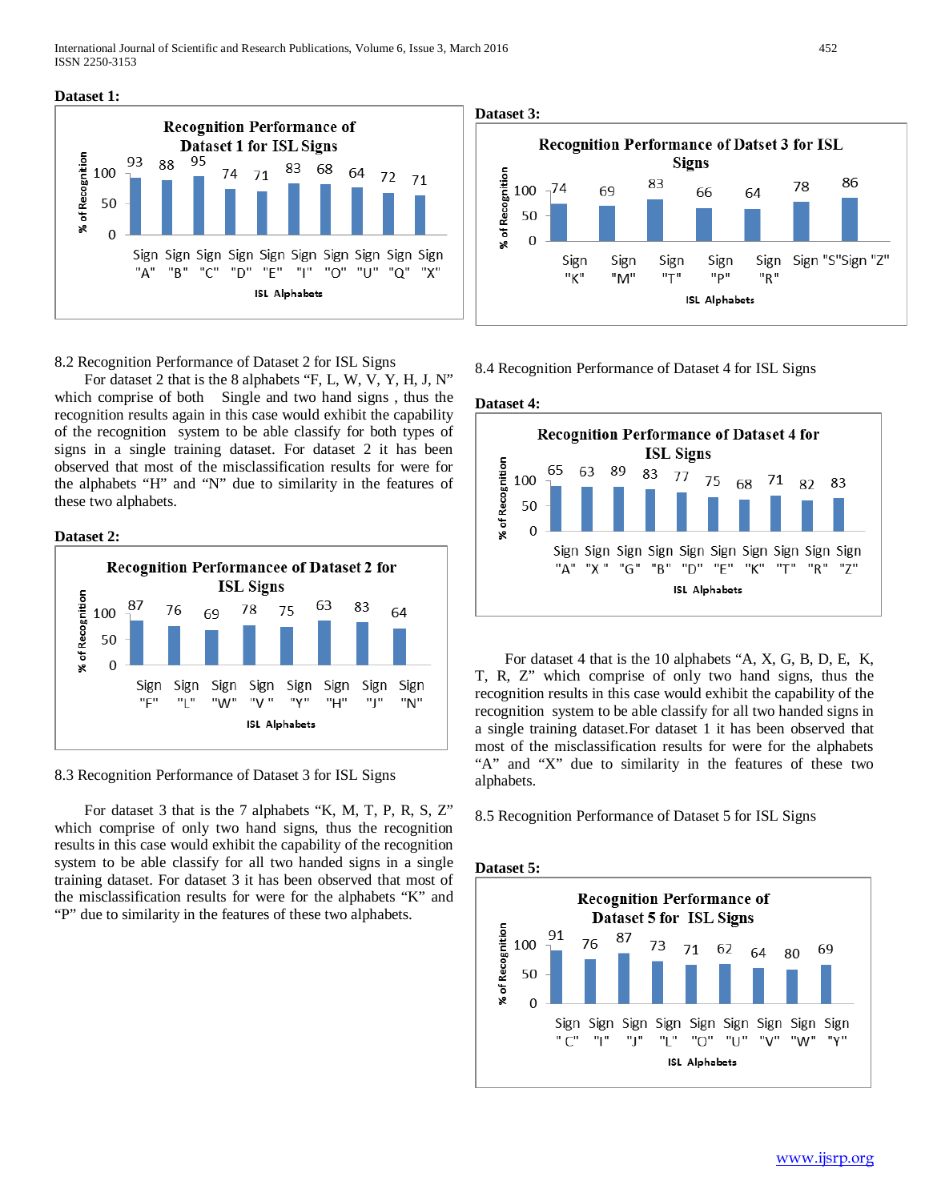**Dataset 1:**

| ISL Alphabets | Sign "A" | Sign "B" | Sign "C" | Sign "D" | Sign "E" | Sign "I" | Sign "O" | Sign "U" | Sign "Q" | Sign "X" |
|---|---|---|---|---|---|---|---|---|---|---|
| % of Recognition | 93 | 88 | 95 | 74 | 71 | 83 | 68 | 64 | 72 | 71 |

Recognition Performance of Dataset 1 for ISL Signs

8.2 Recognition Performance of Dataset 2 for ISL Signs

For dataset 2 that is the 8 alphabets "F, L, W, V, Y, H, J, N" which comprise of both Single and two hand signs , thus the recognition results again in this case would exhibit the capability of the recognition system to be able classify for both types of signs in a single training dataset. For dataset 2 it has been observed that most of the misclassification results for were for the alphabets "H" and "N" due to similarity in the features of these two alphabets.

**Dataset 2:**

| ISL Alphabets | Sign "F" | Sign "L" | Sign "W" | Sign "V " | Sign "Y" | Sign "H" | Sign "J" | Sign "N" |
|---|---|---|---|---|---|---|---|---|
| % of Recognition | 87 | 76 | 69 | 78 | 75 | 63 | 83 | 64 |

Recognition Performancee of Dataset 2 for ISL Signs

8.3 Recognition Performance of Dataset 3 for ISL Signs

For dataset 3 that is the 7 alphabets "K, M, T, P, R, S, Z" which comprise of only two hand signs, thus the recognition results in this case would exhibit the capability of the recognition system to be able classify for all two handed signs in a single training dataset. For dataset 3 it has been observed that most of the misclassification results for were for the alphabets "K" and "P" due to similarity in the features of these two alphabets.

**Dataset 3:**

| ISL Alphabets | Sign "K" | Sign "M" | Sign "T" | Sign "P" | Sign "R" | Sign "S" | Sign "Z" |
|---|---|---|---|---|---|---|---|
| % of Recognition | 74 | 69 | 83 | 66 | 64 | 78 | 86 |

Recognition Performance of Datset 3 for ISL Signs

8.4 Recognition Performance of Dataset 4 for ISL Signs

**Dataset 4:**

| ISL Alphabets | Sign "A" | Sign "X " | Sign "G" | Sign "B" | Sign "D" | Sign "E" | Sign "K" | Sign "T" | Sign "R" | Sign "Z" |
|---|---|---|---|---|---|---|---|---|---|---|
| % of Recognition | 65 | 63 | 89 | 83 | 77 | 75 | 68 | 71 | 82 | 83 |

Recognition Performance of Dataset 4 for ISL Signs

For dataset 4 that is the 10 alphabets "A, X, G, B, D, E, K, T, R, Z" which comprise of only two hand signs, thus the recognition results in this case would exhibit the capability of the recognition system to be able classify for all two handed signs in a single training dataset.For dataset 1 it has been observed that most of the misclassification results for were for the alphabets "A" and "X" due to similarity in the features of these two alphabets.

8.5 Recognition Performance of Dataset 5 for ISL Signs

**Dataset 5:**

| ISL Alphabets | Sign " C" | Sign "I" | Sign "J" | Sign "L" | Sign "O" | Sign "U" | Sign "V" | Sign "W" | Sign "Y" |
|---|---|---|---|---|---|---|---|---|---|
| % of Recognition | 91 | 76 | 87 | 73 | 71 | 62 | 64 | 80 | 69 |

Recognition Performance of Dataset 5 for ISL Signs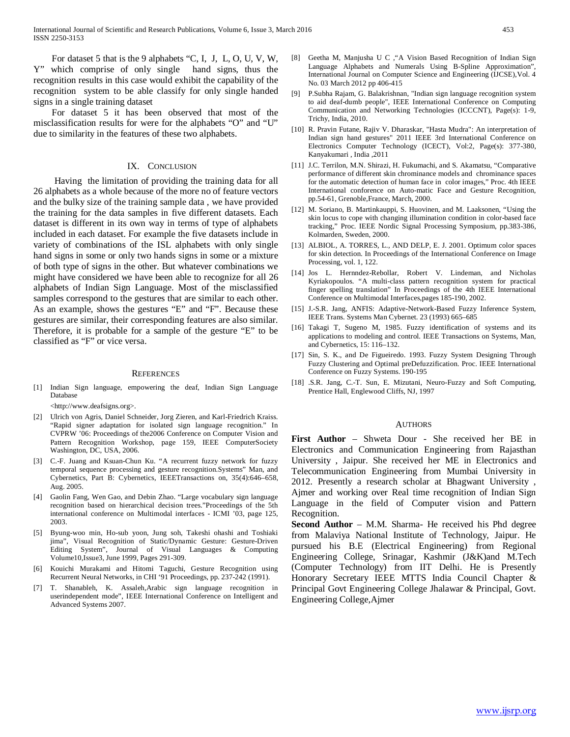For dataset 5 that is the 9 alphabets "C, I, J, L, O, U, V, W, Y" which comprise of only single hand signs, thus the recognition results in this case would exhibit the capability of the recognition system to be able classify for only single handed signs in a single training dataset

For dataset 5 it has been observed that most of the misclassification results for were for the alphabets "O" and "U" due to similarity in the features of these two alphabets.

## IX. Conclusion

Having the limitation of providing the training data for all 26 alphabets as a whole because of the more no of feature vectors and the bulky size of the training sample data , we have provided the training for the data samples in five different datasets. Each dataset is different in its own way in terms of type of alphabets included in each dataset. For example the five datasets include in variety of combinations of the ISL alphabets with only single hand signs in some or only two hands signs in some or a mixture of both type of signs in the other. But whatever combinations we might have considered we have been able to recognize for all 26 alphabets of Indian Sign Language. Most of the misclassified samples correspond to the gestures that are similar to each other. As an example, shows the gestures "E" and "F". Because these gestures are similar, their corresponding features are also similar. Therefore, it is probable for a sample of the gesture "E" to be classified as "F" or vice versa.

## References

[1] Indian Sign language, empowering the deaf, Indian Sign Language Database
<http://www.deafsigns.org>.

[2] Ulrich von Agris, Daniel Schneider, Jorg Zieren, and Karl-Friedrich Kraiss. "Rapid signer adaptation for isolated sign language recognition." In CVPRW '06: Proceedings of the2006 Conference on Computer Vision and Pattern Recognition Workshop, page 159, IEEE ComputerSociety Washington, DC, USA, 2006.

[3] C.-F. Juang and Ksuan-Chun Ku. "A recurrent fuzzy network for fuzzy temporal sequence processing and gesture recognition.Systems" Man, and Cybernetics, Part B: Cybernetics, IEEETransactions on, 35(4):646–658, Aug. 2005.

[4] Gaolin Fang, Wen Gao, and Debin Zhao. "Large vocabulary sign language recognition based on hierarchical decision trees."Proceedings of the 5th international conference on Multimodal interfaces - ICMI '03, page 125, 2003.

[5] Byung-woo min, Ho-sub yoon, Jung soh, Takeshi ohashi and Toshiaki jima", Visual Recognition of Static/Dynamic Gesture: Gesture-Driven Editing System", Journal of Visual Languages & Computing Volume10,Issue3, June 1999, Pages 291-309.

[6] Kouichi Murakami and Hitomi Taguchi, Gesture Recognition using Recurrent Neural Networks, in CHI '91 Proceedings, pp. 237-242 (1991).

[7] T. Shanableh, K. Assaleh,Arabic sign language recognition in userindependent mode", IEEE International Conference on Intelligent and Advanced Systems 2007.

[8] Geetha M, Manjusha U C ,"A Vision Based Recognition of Indian Sign Language Alphabets and Numerals Using B-Spline Approximation", International Journal on Computer Science and Engineering (IJCSE),Vol. 4 No. 03 March 2012 pp 406-415

[9] P.Subha Rajam, G. Balakrishnan, "Indian sign language recognition system to aid deaf-dumb people", IEEE International Conference on Computing Communication and Networking Technologies (ICCCNT), Page(s): 1-9, Trichy, India, 2010.

[10] R. Pravin Futane, Rajiv V. Dharaskar, "Hasta Mudra": An interpretation of Indian sign hand gestures" 2011 IEEE 3rd International Conference on Electronics Computer Technology (ICECT), Vol:2, Page(s): 377-380, Kanyakumari , India ,2011

[11] J.C. Terrilon, M.N. Shirazi, H. Fukumachi, and S. Akamatsu, "Comparative performance of different skin chrominance models and chrominance spaces for the automatic detection of human face in color images," Proc. 4th IEEE International conforence on Auto-matic Face and Gesture Recognition, pp.54-61, Grenoble,France, March, 2000.

[12] M. Soriano, B. Martinkauppi, S. Huovinen, and M. Laaksonen, "Using the skin locus to cope with changing illumination condition in color-based face tracking," Proc. IEEE Nordic Signal Processing Symposium, pp.383-386, Kolmarden, Sweden, 2000.

[13] ALBIOL, A. TORRES, L., AND DELP, E. J. 2001. Optimum color spaces for skin detection. In Proceedings of the International Conference on Image Processing, vol. 1, 122.

[14] Jos L. Hernndez-Rebollar, Robert V. Lindeman, and Nicholas Kyriakopoulos. "A multi-class pattern recognition system for practical finger spelling translation" In Proceedings of the 4th IEEE International Conference on Multimodal Interfaces,pages 185-190, 2002.

[15] J.-S.R. Jang, ANFIS: Adaptive-Network-Based Fuzzy Inference System, IEEE Trans. Systems Man Cybernet. 23 (1993) 665–685

[16] Takagi T, Sugeno M, 1985. Fuzzy identification of systems and its applications to modeling and control. IEEE Transactions on Systems, Man, and Cybernetics, 15: 116–132.

[17] Sin, S. K., and De Figueiredo. 1993. Fuzzy System Designing Through Fuzzy Clustering and Optimal preDefuzzification. Proc. IEEE International Conference on Fuzzy Systems. 190-195

[18] .S.R. Jang, C.-T. Sun, E. Mizutani, Neuro-Fuzzy and Soft Computing, Prentice Hall, Englewood Cliffs, NJ, 1997

## Authors

**First Author** – Shweta Dour - She received her BE in Electronics and Communication Engineering from Rajasthan University , Jaipur. She received her ME in Electronics and Telecommunication Engineering from Mumbai University in 2012. Presently a research scholar at Bhagwant University , Ajmer and working over Real time recognition of Indian Sign Language in the field of Computer vision and Pattern Recognition.

**Second Author** – M.M. Sharma- He received his Phd degree from Malaviya National Institute of Technology, Jaipur. He pursued his B.E (Electrical Engineering) from Regional Engineering College, Srinagar, Kashmir (J&K)and M.Tech (Computer Technology) from IIT Delhi. He is Presently Honorary Secretary IEEE MTTS India Council Chapter & Principal Govt Engineering College Jhalawar & Principal, Govt. Engineering College,Ajmer